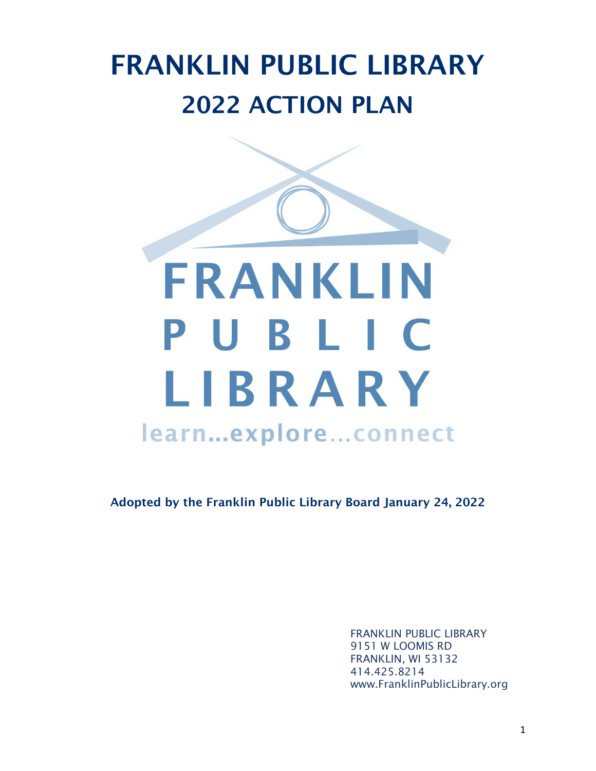# FRANKLIN PUBLIC LIBRARY
## 2022 ACTION PLAN

FRANKLIN PUBLIC LIBRARY

learn...explore...connect

**Adopted by the Franklin Public Library Board January 24, 2022**

FRANKLIN PUBLIC LIBRARY
9151 W LOOMIS RD
FRANKLIN, WI 53132
414.425.8214
www.FranklinPublicLibrary.org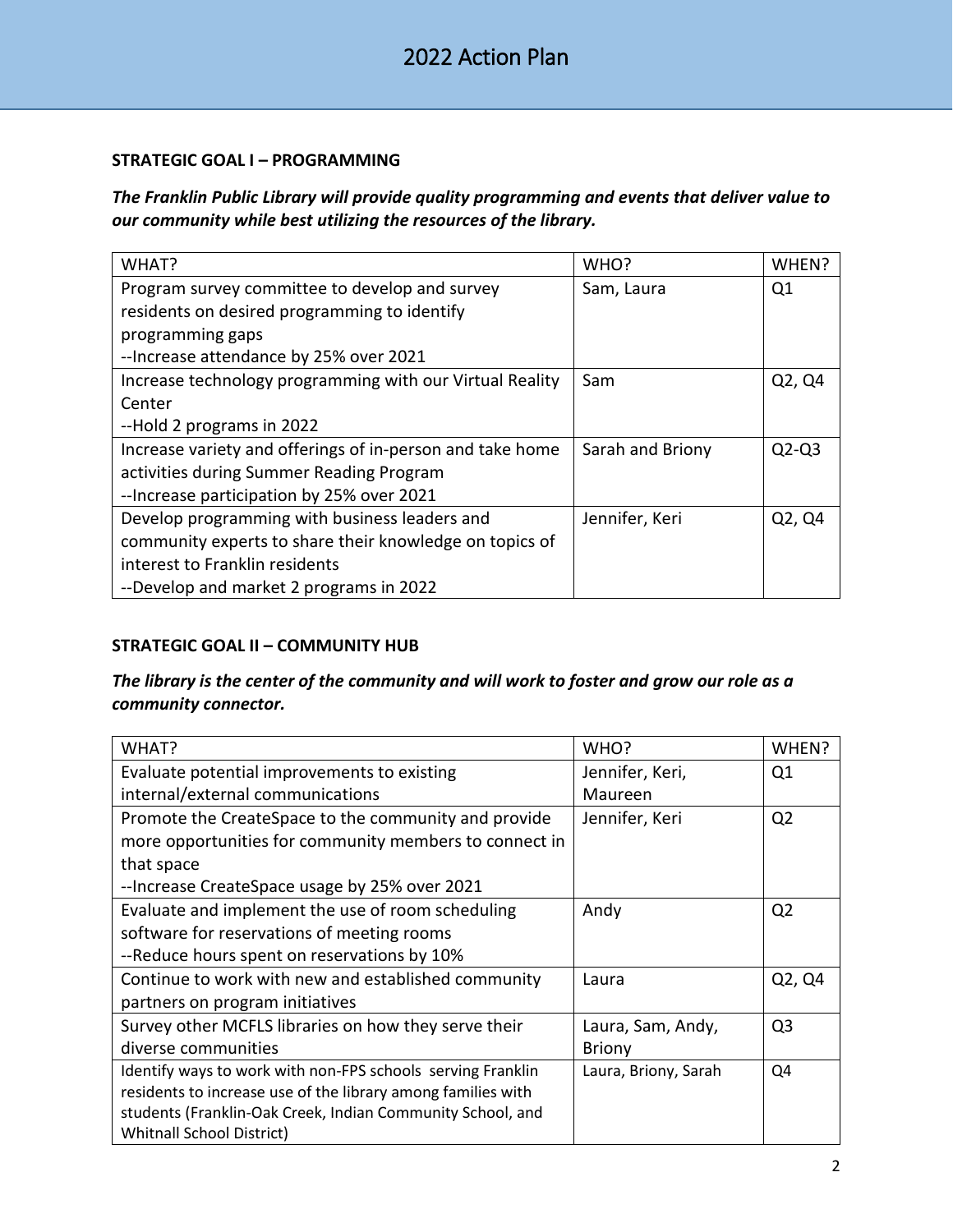# 2022 Action Plan

**STRATEGIC GOAL I – PROGRAMMING**

***The Franklin Public Library will provide quality programming and events that deliver value to our community while best utilizing the resources of the library.***

| WHAT? | WHO? | WHEN? |
|---|---|---|
| Program survey committee to develop and survey residents on desired programming to identify programming gaps<br>--Increase attendance by 25% over 2021 | Sam, Laura | Q1 |
| Increase technology programming with our Virtual Reality Center<br>--Hold 2 programs in 2022 | Sam | Q2, Q4 |
| Increase variety and offerings of in-person and take home activities during Summer Reading Program<br>--Increase participation by 25% over 2021 | Sarah and Briony | Q2-Q3 |
| Develop programming with business leaders and community experts to share their knowledge on topics of interest to Franklin residents<br>--Develop and market 2 programs in 2022 | Jennifer, Keri | Q2, Q4 |

**STRATEGIC GOAL II – COMMUNITY HUB**

***The library is the center of the community and will work to foster and grow our role as a community connector.***

| WHAT? | WHO? | WHEN? |
|---|---|---|
| Evaluate potential improvements to existing internal/external communications | Jennifer, Keri, Maureen | Q1 |
| Promote the CreateSpace to the community and provide more opportunities for community members to connect in that space<br>--Increase CreateSpace usage by 25% over 2021 | Jennifer, Keri | Q2 |
| Evaluate and implement the use of room scheduling software for reservations of meeting rooms<br>--Reduce hours spent on reservations by 10% | Andy | Q2 |
| Continue to work with new and established community partners on program initiatives | Laura | Q2, Q4 |
| Survey other MCFLS libraries on how they serve their diverse communities | Laura, Sam, Andy, Briony | Q3 |
| Identify ways to work with non-FPS schools serving Franklin residents to increase use of the library among families with students (Franklin-Oak Creek, Indian Community School, and Whitnall School District) | Laura, Briony, Sarah | Q4 |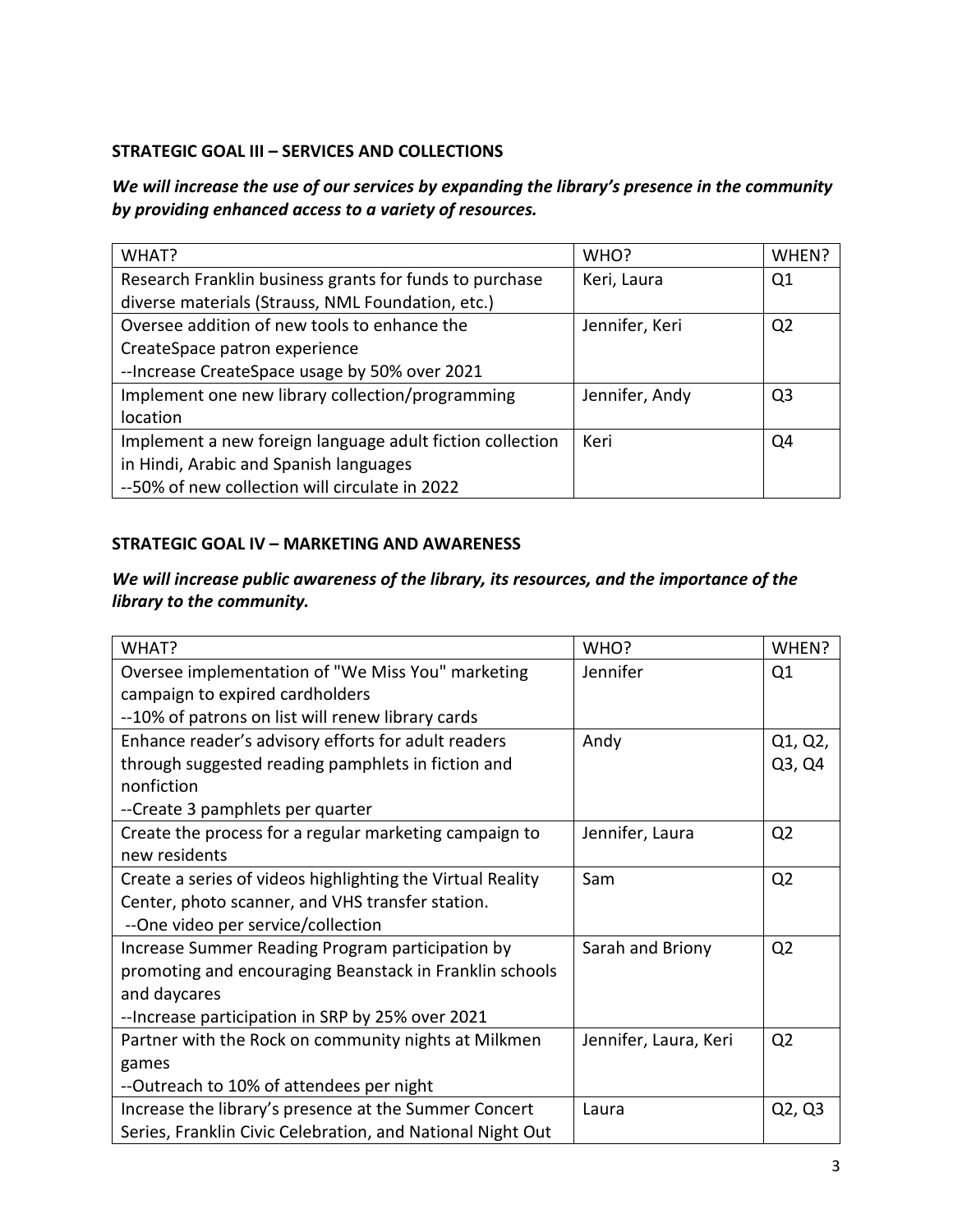**STRATEGIC GOAL III – SERVICES AND COLLECTIONS**

***We will increase the use of our services by expanding the library's presence in the community by providing enhanced access to a variety of resources.***

| WHAT? | WHO? | WHEN? |
|---|---|---|
| Research Franklin business grants for funds to purchase diverse materials (Strauss, NML Foundation, etc.) | Keri, Laura | Q1 |
| Oversee addition of new tools to enhance the CreateSpace patron experience<br>--Increase CreateSpace usage by 50% over 2021 | Jennifer, Keri | Q2 |
| Implement one new library collection/programming location | Jennifer, Andy | Q3 |
| Implement a new foreign language adult fiction collection in Hindi, Arabic and Spanish languages<br>--50% of new collection will circulate in 2022 | Keri | Q4 |

**STRATEGIC GOAL IV – MARKETING AND AWARENESS**

***We will increase public awareness of the library, its resources, and the importance of the library to the community.***

| WHAT? | WHO? | WHEN? |
|---|---|---|
| Oversee implementation of "We Miss You" marketing campaign to expired cardholders<br>--10% of patrons on list will renew library cards | Jennifer | Q1 |
| Enhance reader's advisory efforts for adult readers through suggested reading pamphlets in fiction and nonfiction<br>--Create 3 pamphlets per quarter | Andy | Q1, Q2, Q3, Q4 |
| Create the process for a regular marketing campaign to new residents | Jennifer, Laura | Q2 |
| Create a series of videos highlighting the Virtual Reality Center, photo scanner, and VHS transfer station.<br>--One video per service/collection | Sam | Q2 |
| Increase Summer Reading Program participation by promoting and encouraging Beanstack in Franklin schools and daycares<br>--Increase participation in SRP by 25% over 2021 | Sarah and Briony | Q2 |
| Partner with the Rock on community nights at Milkmen games<br>--Outreach to 10% of attendees per night | Jennifer, Laura, Keri | Q2 |
| Increase the library's presence at the Summer Concert Series, Franklin Civic Celebration, and National Night Out | Laura | Q2, Q3 |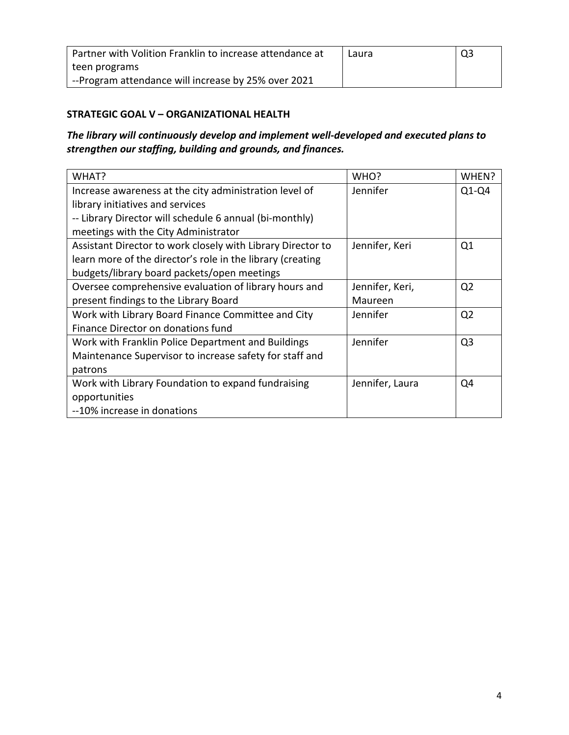| | | |
|---|---|---|
| Partner with Volition Franklin to increase attendance at teen programs<br>--Program attendance will increase by 25% over 2021 | Laura | Q3 |

**STRATEGIC GOAL V – ORGANIZATIONAL HEALTH**

***The library will continuously develop and implement well-developed and executed plans to strengthen our staffing, building and grounds, and finances.***

| WHAT? | WHO? | WHEN? |
|---|---|---|
| Increase awareness at the city administration level of library initiatives and services<br>-- Library Director will schedule 6 annual (bi-monthly) meetings with the City Administrator | Jennifer | Q1-Q4 |
| Assistant Director to work closely with Library Director to learn more of the director's role in the library (creating budgets/library board packets/open meetings | Jennifer, Keri | Q1 |
| Oversee comprehensive evaluation of library hours and present findings to the Library Board | Jennifer, Keri, Maureen | Q2 |
| Work with Library Board Finance Committee and City Finance Director on donations fund | Jennifer | Q2 |
| Work with Franklin Police Department and Buildings Maintenance Supervisor to increase safety for staff and patrons | Jennifer | Q3 |
| Work with Library Foundation to expand fundraising opportunities<br>--10% increase in donations | Jennifer, Laura | Q4 |